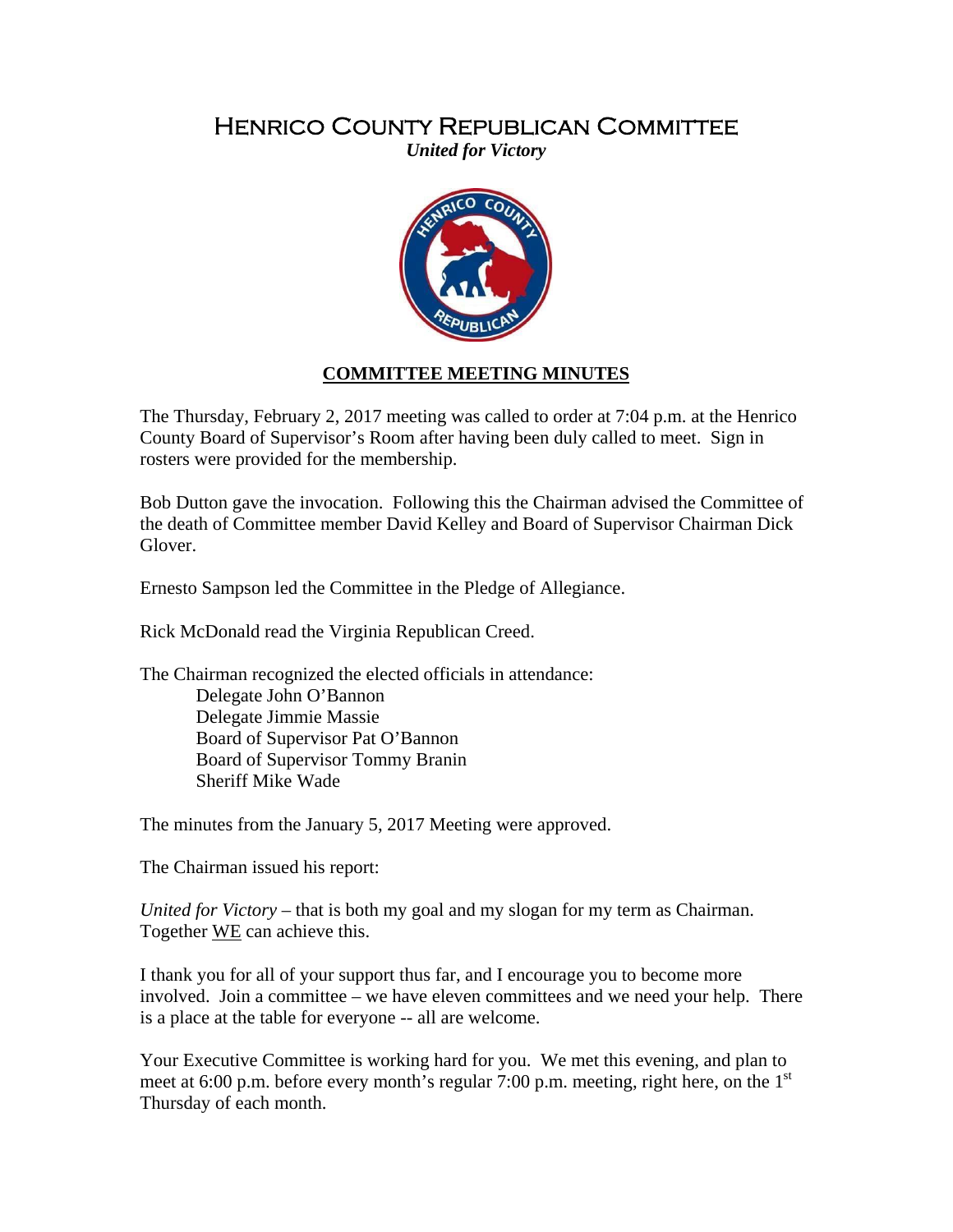# Henrico County Republican Committee

***United for Victory***

**COMMITTEE MEETING MINUTES**

The Thursday, February 2, 2017 meeting was called to order at 7:04 p.m. at the Henrico County Board of Supervisor's Room after having been duly called to meet. Sign in rosters were provided for the membership.

Bob Dutton gave the invocation. Following this the Chairman advised the Committee of the death of Committee member David Kelley and Board of Supervisor Chairman Dick Glover.

Ernesto Sampson led the Committee in the Pledge of Allegiance.

Rick McDonald read the Virginia Republican Creed.

The Chairman recognized the elected officials in attendance:

- Delegate John O'Bannon
- Delegate Jimmie Massie
- Board of Supervisor Pat O'Bannon
- Board of Supervisor Tommy Branin
- Sheriff Mike Wade

The minutes from the January 5, 2017 Meeting were approved.

The Chairman issued his report:

*United for Victory* – that is both my goal and my slogan for my term as Chairman. Together <u>WE</u> can achieve this.

I thank you for all of your support thus far, and I encourage you to become more involved. Join a committee – we have eleven committees and we need your help. There is a place at the table for everyone -- all are welcome.

Your Executive Committee is working hard for you. We met this evening, and plan to meet at 6:00 p.m. before every month's regular 7:00 p.m. meeting, right here, on the 1st Thursday of each month.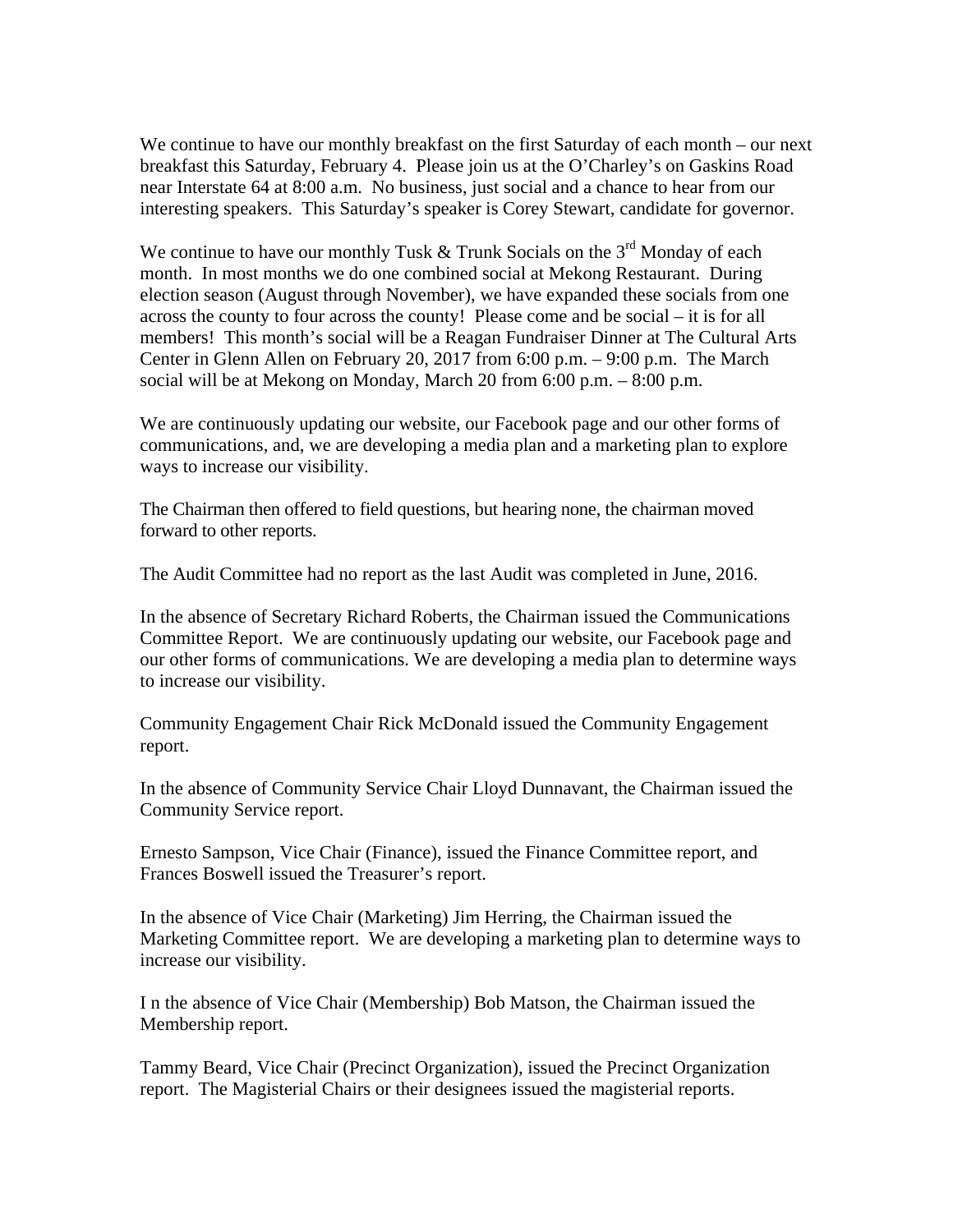We continue to have our monthly breakfast on the first Saturday of each month – our next breakfast this Saturday, February 4. Please join us at the O'Charley's on Gaskins Road near Interstate 64 at 8:00 a.m. No business, just social and a chance to hear from our interesting speakers. This Saturday's speaker is Corey Stewart, candidate for governor.

We continue to have our monthly Tusk & Trunk Socials on the 3rd Monday of each month. In most months we do one combined social at Mekong Restaurant. During election season (August through November), we have expanded these socials from one across the county to four across the county! Please come and be social – it is for all members! This month's social will be a Reagan Fundraiser Dinner at The Cultural Arts Center in Glenn Allen on February 20, 2017 from 6:00 p.m. – 9:00 p.m. The March social will be at Mekong on Monday, March 20 from 6:00 p.m. – 8:00 p.m.

We are continuously updating our website, our Facebook page and our other forms of communications, and, we are developing a media plan and a marketing plan to explore ways to increase our visibility.

The Chairman then offered to field questions, but hearing none, the chairman moved forward to other reports.

The Audit Committee had no report as the last Audit was completed in June, 2016.

In the absence of Secretary Richard Roberts, the Chairman issued the Communications Committee Report. We are continuously updating our website, our Facebook page and our other forms of communications. We are developing a media plan to determine ways to increase our visibility.

Community Engagement Chair Rick McDonald issued the Community Engagement report.

In the absence of Community Service Chair Lloyd Dunnavant, the Chairman issued the Community Service report.

Ernesto Sampson, Vice Chair (Finance), issued the Finance Committee report, and Frances Boswell issued the Treasurer's report.

In the absence of Vice Chair (Marketing) Jim Herring, the Chairman issued the Marketing Committee report. We are developing a marketing plan to determine ways to increase our visibility.

I n the absence of Vice Chair (Membership) Bob Matson, the Chairman issued the Membership report.

Tammy Beard, Vice Chair (Precinct Organization), issued the Precinct Organization report. The Magisterial Chairs or their designees issued the magisterial reports.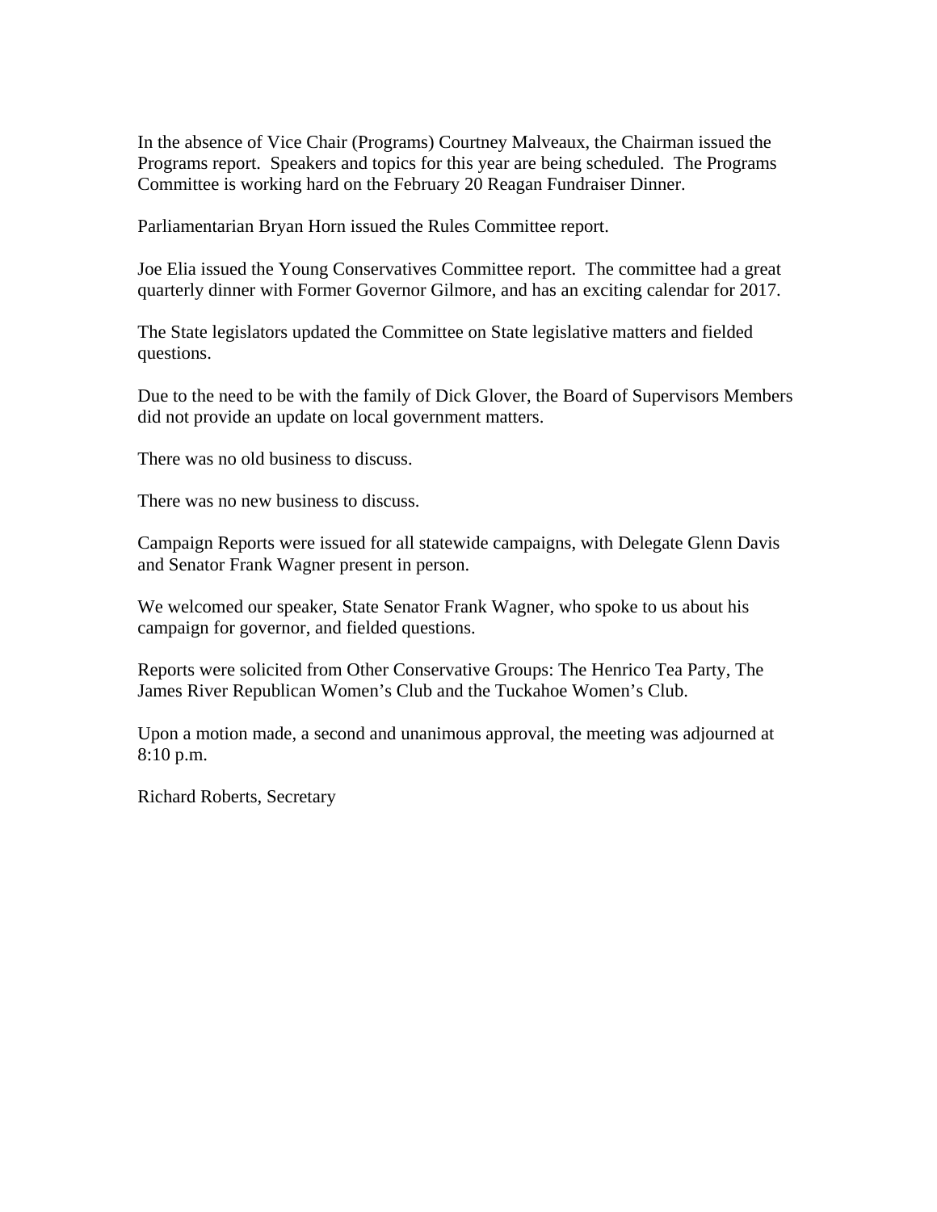In the absence of Vice Chair (Programs) Courtney Malveaux, the Chairman issued the Programs report. Speakers and topics for this year are being scheduled. The Programs Committee is working hard on the February 20 Reagan Fundraiser Dinner.

Parliamentarian Bryan Horn issued the Rules Committee report.

Joe Elia issued the Young Conservatives Committee report. The committee had a great quarterly dinner with Former Governor Gilmore, and has an exciting calendar for 2017.

The State legislators updated the Committee on State legislative matters and fielded questions.

Due to the need to be with the family of Dick Glover, the Board of Supervisors Members did not provide an update on local government matters.

There was no old business to discuss.

There was no new business to discuss.

Campaign Reports were issued for all statewide campaigns, with Delegate Glenn Davis and Senator Frank Wagner present in person.

We welcomed our speaker, State Senator Frank Wagner, who spoke to us about his campaign for governor, and fielded questions.

Reports were solicited from Other Conservative Groups: The Henrico Tea Party, The James River Republican Women's Club and the Tuckahoe Women's Club.

Upon a motion made, a second and unanimous approval, the meeting was adjourned at 8:10 p.m.

Richard Roberts, Secretary